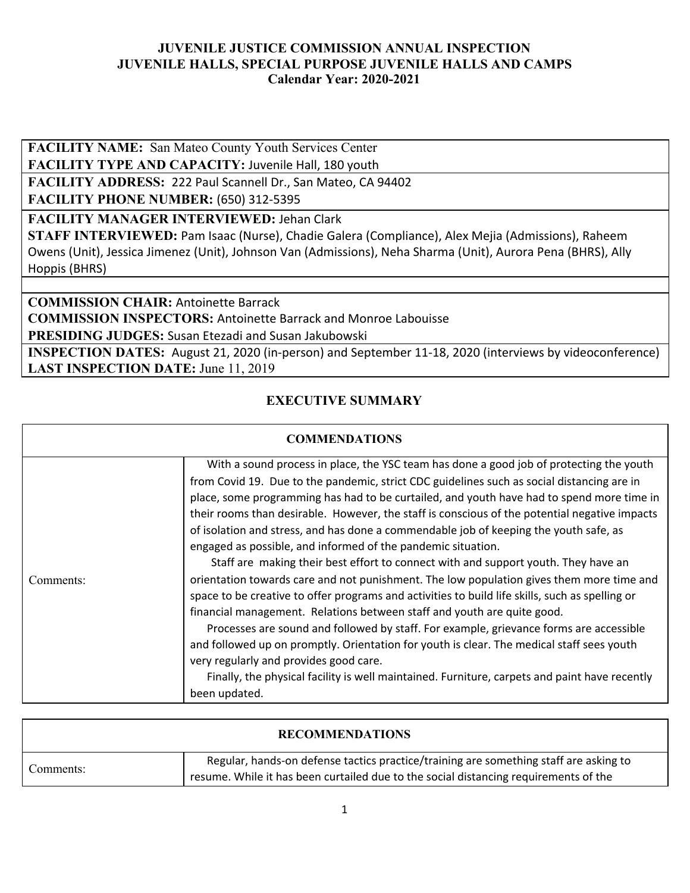**JUVENILE JUSTICE COMMISSION ANNUAL INSPECTION**
**JUVENILE HALLS, SPECIAL PURPOSE JUVENILE HALLS AND CAMPS**
**Calendar Year: 2020-2021**

**FACILITY NAME:** San Mateo County Youth Services Center
**FACILITY TYPE AND CAPACITY:** Juvenile Hall, 180 youth
**FACILITY ADDRESS:** 222 Paul Scannell Dr., San Mateo, CA 94402
**FACILITY PHONE NUMBER:** (650) 312-5395
**FACILITY MANAGER INTERVIEWED:** Jehan Clark
**STAFF INTERVIEWED:** Pam Isaac (Nurse), Chadie Galera (Compliance), Alex Mejia (Admissions), Raheem Owens (Unit), Jessica Jimenez (Unit), Johnson Van (Admissions), Neha Sharma (Unit), Aurora Pena (BHRS), Ally Hoppis (BHRS)

**COMMISSION CHAIR:** Antoinette Barrack
**COMMISSION INSPECTORS:** Antoinette Barrack and Monroe Labouisse
**PRESIDING JUDGES:** Susan Etezadi and Susan Jakubowski
**INSPECTION DATES:** August 21, 2020 (in-person) and September 11-18, 2020 (interviews by videoconference)
**LAST INSPECTION DATE:** June 11, 2019

## EXECUTIVE SUMMARY

| COMMENDATIONS | |
|---|---|
| Comments: | With a sound process in place, the YSC team has done a good job of protecting the youth from Covid 19. Due to the pandemic, strict CDC guidelines such as social distancing are in place, some programming has had to be curtailed, and youth have had to spend more time in their rooms than desirable. However, the staff is conscious of the potential negative impacts of isolation and stress, and has done a commendable job of keeping the youth safe, as engaged as possible, and informed of the pandemic situation.<br>Staff are making their best effort to connect with and support youth. They have an orientation towards care and not punishment. The low population gives them more time and space to be creative to offer programs and activities to build life skills, such as spelling or financial management. Relations between staff and youth are quite good.<br>Processes are sound and followed by staff. For example, grievance forms are accessible and followed up on promptly. Orientation for youth is clear. The medical staff sees youth very regularly and provides good care.<br>Finally, the physical facility is well maintained. Furniture, carpets and paint have recently been updated. |

| RECOMMENDATIONS | |
|---|---|
| Comments: | Regular, hands-on defense tactics practice/training are something staff are asking to resume. While it has been curtailed due to the social distancing requirements of the |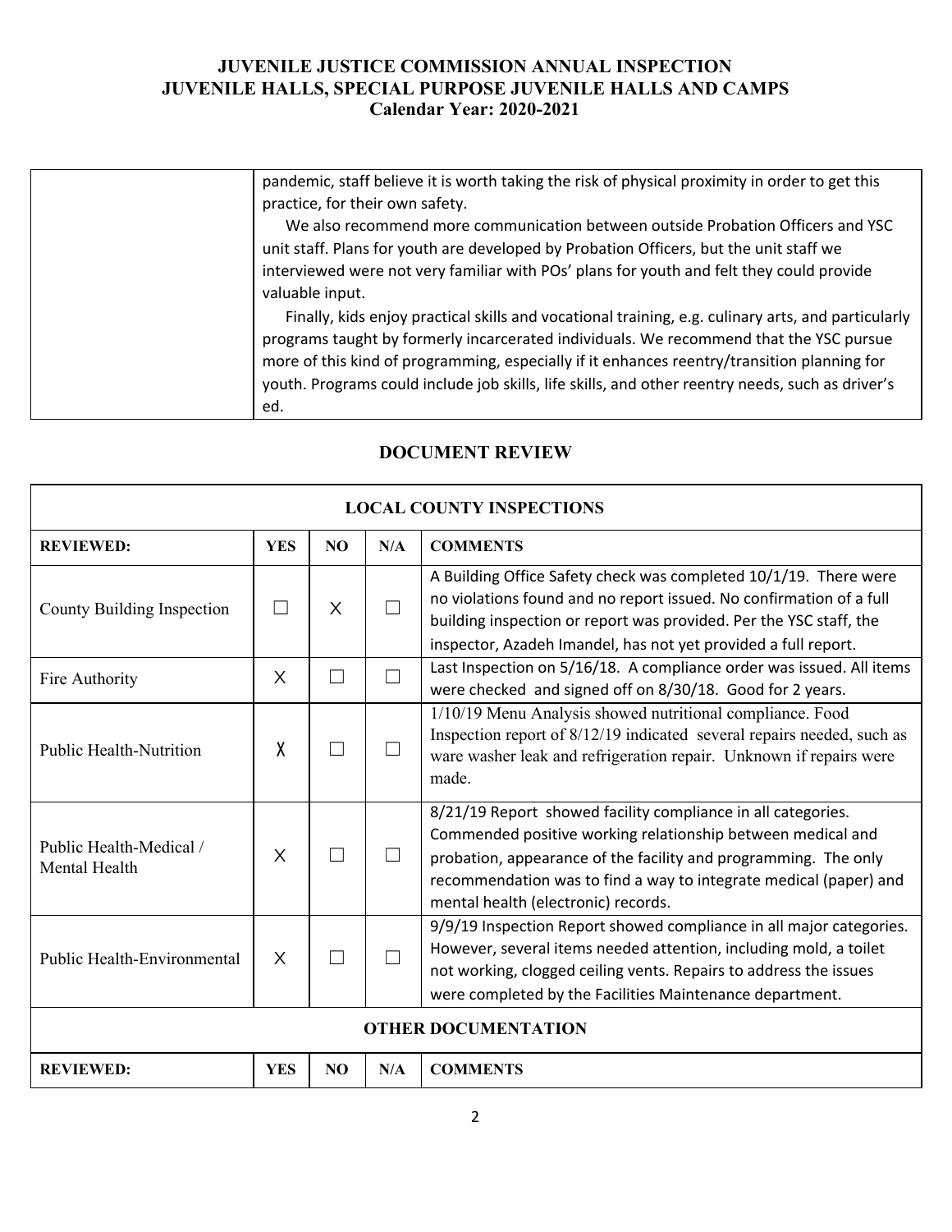| | |
|---|---|
| | pandemic, staff believe it is worth taking the risk of physical proximity in order to get this practice, for their own safety.<br>We also recommend more communication between outside Probation Officers and YSC unit staff. Plans for youth are developed by Probation Officers, but the unit staff we interviewed were not very familiar with POs' plans for youth and felt they could provide valuable input.<br>Finally, kids enjoy practical skills and vocational training, e.g. culinary arts, and particularly programs taught by formerly incarcerated individuals. We recommend that the YSC pursue more of this kind of programming, especially if it enhances reentry/transition planning for youth. Programs could include job skills, life skills, and other reentry needs, such as driver's ed. |

## DOCUMENT REVIEW

| LOCAL COUNTY INSPECTIONS | | | | |
|---|---|---|---|---|
| **REVIEWED:** | **YES** | **NO** | **N/A** | **COMMENTS** |
| County Building Inspection | ☐ | X | ☐ | A Building Office Safety check was completed 10/1/19. There were no violations found and no report issued. No confirmation of a full building inspection or report was provided. Per the YSC staff, the inspector, Azadeh Imandel, has not yet provided a full report. |
| Fire Authority | X | ☐ | ☐ | Last Inspection on 5/16/18. A compliance order was issued. All items were checked and signed off on 8/30/18. Good for 2 years. |
| Public Health-Nutrition | X | ☐ | ☐ | 1/10/19 Menu Analysis showed nutritional compliance. Food Inspection report of 8/12/19 indicated several repairs needed, such as ware washer leak and refrigeration repair. Unknown if repairs were made. |
| Public Health-Medical / Mental Health | X | ☐ | ☐ | 8/21/19 Report showed facility compliance in all categories. Commended positive working relationship between medical and probation, appearance of the facility and programming. The only recommendation was to find a way to integrate medical (paper) and mental health (electronic) records. |
| Public Health-Environmental | X | ☐ | ☐ | 9/9/19 Inspection Report showed compliance in all major categories. However, several items needed attention, including mold, a toilet not working, clogged ceiling vents. Repairs to address the issues were completed by the Facilities Maintenance department. |
| **OTHER DOCUMENTATION** | | | | |
| **REVIEWED:** | **YES** | **NO** | **N/A** | **COMMENTS** |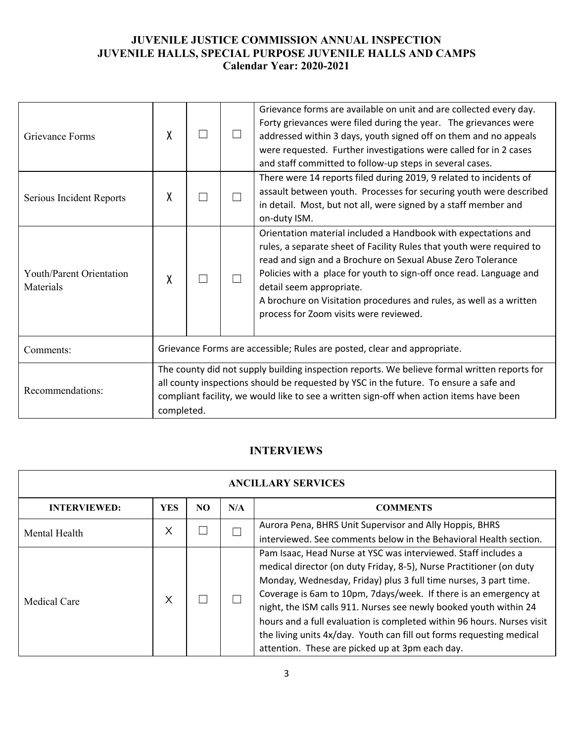| | | | | |
|---|---|---|---|---|
| Grievance Forms | X | ☐ | ☐ | Grievance forms are available on unit and are collected every day. Forty grievances were filed during the year. The grievances were addressed within 3 days, youth signed off on them and no appeals were requested. Further investigations were called for in 2 cases and staff committed to follow-up steps in several cases. |
| Serious Incident Reports | X | ☐ | ☐ | There were 14 reports filed during 2019, 9 related to incidents of assault between youth. Processes for securing youth were described in detail. Most, but not all, were signed by a staff member and on-duty ISM. |
| Youth/Parent Orientation Materials | X | ☐ | ☐ | Orientation material included a Handbook with expectations and rules, a separate sheet of Facility Rules that youth were required to read and sign and a Brochure on Sexual Abuse Zero Tolerance Policies with a place for youth to sign-off once read. Language and detail seem appropriate.<br>A brochure on Visitation procedures and rules, as well as a written process for Zoom visits were reviewed. |
| Comments: | Grievance Forms are accessible; Rules are posted, clear and appropriate. | | | |
| Recommendations: | The county did not supply building inspection reports. We believe formal written reports for all county inspections should be requested by YSC in the future. To ensure a safe and compliant facility, we would like to see a written sign-off when action items have been completed. | | | |

## INTERVIEWS

| ANCILLARY SERVICES | | | | |
|---|---|---|---|---|
| **INTERVIEWED:** | **YES** | **NO** | **N/A** | **COMMENTS** |
| Mental Health | X | ☐ | ☐ | Aurora Pena, BHRS Unit Supervisor and Ally Hoppis, BHRS interviewed. See comments below in the Behavioral Health section. |
| Medical Care | X | ☐ | ☐ | Pam Isaac, Head Nurse at YSC was interviewed. Staff includes a medical director (on duty Friday, 8-5), Nurse Practitioner (on duty Monday, Wednesday, Friday) plus 3 full time nurses, 3 part time. Coverage is 6am to 10pm, 7days/week. If there is an emergency at night, the ISM calls 911. Nurses see newly booked youth within 24 hours and a full evaluation is completed within 96 hours. Nurses visit the living units 4x/day. Youth can fill out forms requesting medical attention. These are picked up at 3pm each day. |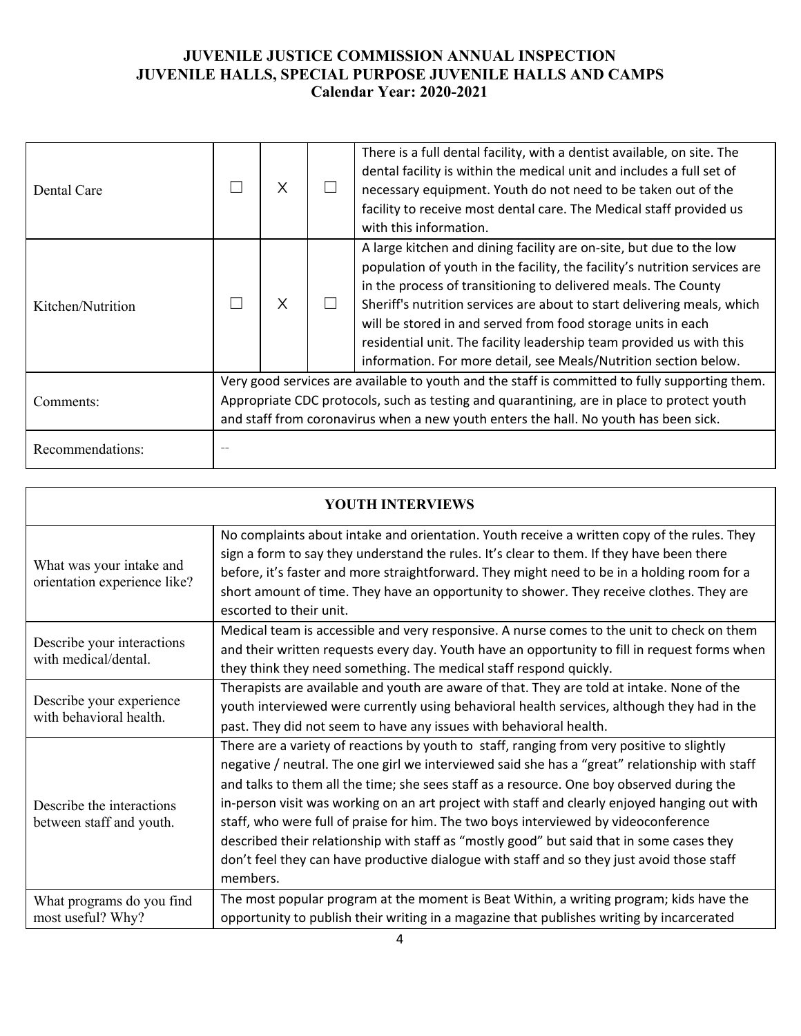# JUVENILE JUSTICE COMMISSION ANNUAL INSPECTION
# JUVENILE HALLS, SPECIAL PURPOSE JUVENILE HALLS AND CAMPS
# Calendar Year: 2020-2021

| | | | | |
|---|---|---|---|---|
| Dental Care | ☐ | X | ☐ | There is a full dental facility, with a dentist available, on site. The dental facility is within the medical unit and includes a full set of necessary equipment. Youth do not need to be taken out of the facility to receive most dental care. The Medical staff provided us with this information. |
| Kitchen/Nutrition | ☐ | X | ☐ | A large kitchen and dining facility are on-site, but due to the low population of youth in the facility, the facility's nutrition services are in the process of transitioning to delivered meals. The County Sheriff's nutrition services are about to start delivering meals, which will be stored in and served from food storage units in each residential unit. The facility leadership team provided us with this information. For more detail, see Meals/Nutrition section below. |
| Comments: | Very good services are available to youth and the staff is committed to fully supporting them. Appropriate CDC protocols, such as testing and quarantining, are in place to protect youth and staff from coronavirus when a new youth enters the hall. No youth has been sick. | | | |
| Recommendations: | -- | | | |

| YOUTH INTERVIEWS | |
|---|---|
| What was your intake and orientation experience like? | No complaints about intake and orientation. Youth receive a written copy of the rules. They sign a form to say they understand the rules. It's clear to them. If they have been there before, it's faster and more straightforward. They might need to be in a holding room for a short amount of time. They have an opportunity to shower. They receive clothes. They are escorted to their unit. |
| Describe your interactions with medical/dental. | Medical team is accessible and very responsive. A nurse comes to the unit to check on them and their written requests every day. Youth have an opportunity to fill in request forms when they think they need something. The medical staff respond quickly. |
| Describe your experience with behavioral health. | Therapists are available and youth are aware of that. They are told at intake. None of the youth interviewed were currently using behavioral health services, although they had in the past. They did not seem to have any issues with behavioral health. |
| Describe the interactions between staff and youth. | There are a variety of reactions by youth to staff, ranging from very positive to slightly negative / neutral. The one girl we interviewed said she has a "great" relationship with staff and talks to them all the time; she sees staff as a resource. One boy observed during the in-person visit was working on an art project with staff and clearly enjoyed hanging out with staff, who were full of praise for him. The two boys interviewed by videoconference described their relationship with staff as "mostly good" but said that in some cases they don't feel they can have productive dialogue with staff and so they just avoid those staff members. |
| What programs do you find most useful? Why? | The most popular program at the moment is Beat Within, a writing program; kids have the opportunity to publish their writing in a magazine that publishes writing by incarcerated |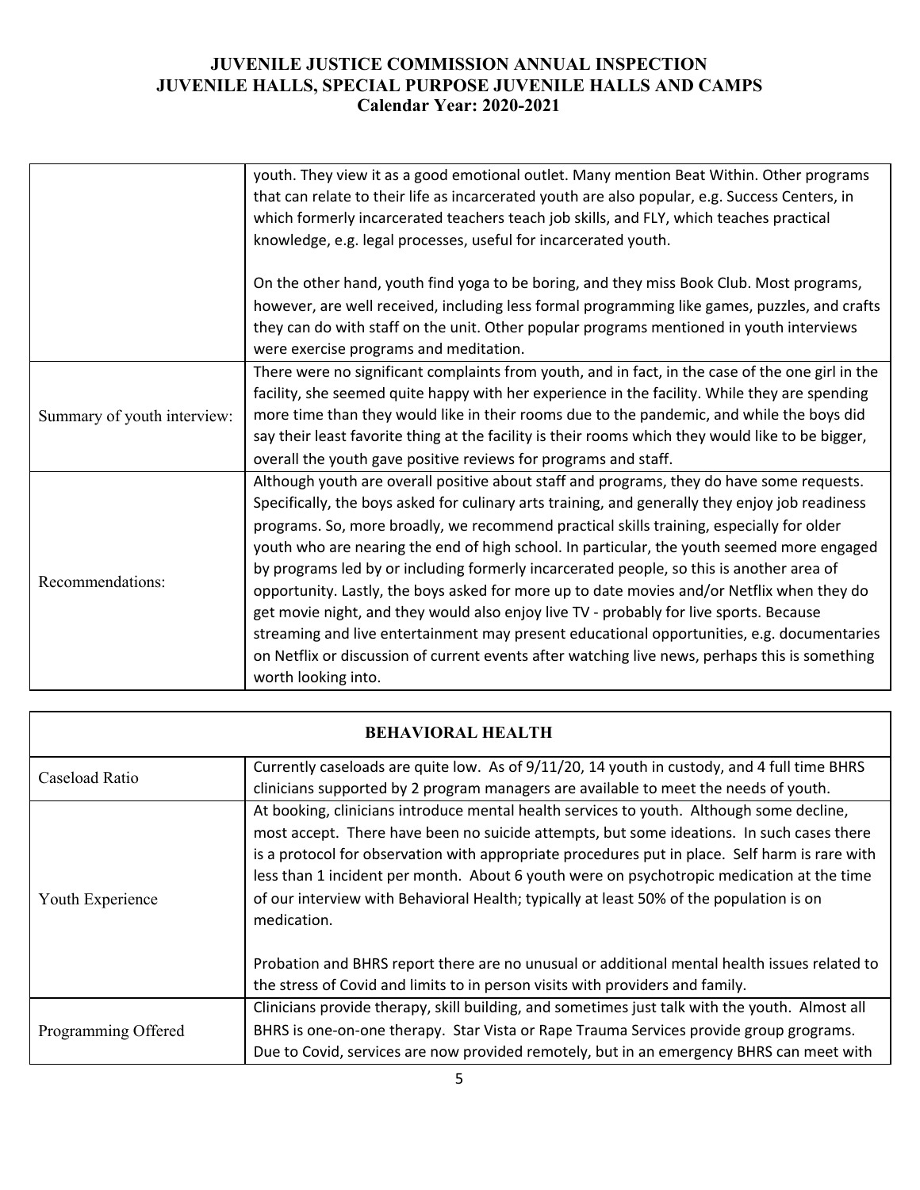| | |
|---|---|
| | youth. They view it as a good emotional outlet. Many mention Beat Within. Other programs that can relate to their life as incarcerated youth are also popular, e.g. Success Centers, in which formerly incarcerated teachers teach job skills, and FLY, which teaches practical knowledge, e.g. legal processes, useful for incarcerated youth.<br><br>On the other hand, youth find yoga to be boring, and they miss Book Club. Most programs, however, are well received, including less formal programming like games, puzzles, and crafts they can do with staff on the unit. Other popular programs mentioned in youth interviews were exercise programs and meditation. |
| Summary of youth interview: | There were no significant complaints from youth, and in fact, in the case of the one girl in the facility, she seemed quite happy with her experience in the facility. While they are spending more time than they would like in their rooms due to the pandemic, and while the boys did say their least favorite thing at the facility is their rooms which they would like to be bigger, overall the youth gave positive reviews for programs and staff. |
| Recommendations: | Although youth are overall positive about staff and programs, they do have some requests. Specifically, the boys asked for culinary arts training, and generally they enjoy job readiness programs. So, more broadly, we recommend practical skills training, especially for older youth who are nearing the end of high school. In particular, the youth seemed more engaged by programs led by or including formerly incarcerated people, so this is another area of opportunity. Lastly, the boys asked for more up to date movies and/or Netflix when they do get movie night, and they would also enjoy live TV - probably for live sports. Because streaming and live entertainment may present educational opportunities, e.g. documentaries on Netflix or discussion of current events after watching live news, perhaps this is something worth looking into. |

| **BEHAVIORAL HEALTH** | |
|---|---|
| Caseload Ratio | Currently caseloads are quite low. As of 9/11/20, 14 youth in custody, and 4 full time BHRS clinicians supported by 2 program managers are available to meet the needs of youth. |
| Youth Experience | At booking, clinicians introduce mental health services to youth. Although some decline, most accept. There have been no suicide attempts, but some ideations. In such cases there is a protocol for observation with appropriate procedures put in place. Self harm is rare with less than 1 incident per month. About 6 youth were on psychotropic medication at the time of our interview with Behavioral Health; typically at least 50% of the population is on medication.<br><br>Probation and BHRS report there are no unusual or additional mental health issues related to the stress of Covid and limits to in person visits with providers and family. |
| Programming Offered | Clinicians provide therapy, skill building, and sometimes just talk with the youth. Almost all BHRS is one-on-one therapy. Star Vista or Rape Trauma Services provide group grograms. Due to Covid, services are now provided remotely, but in an emergency BHRS can meet with |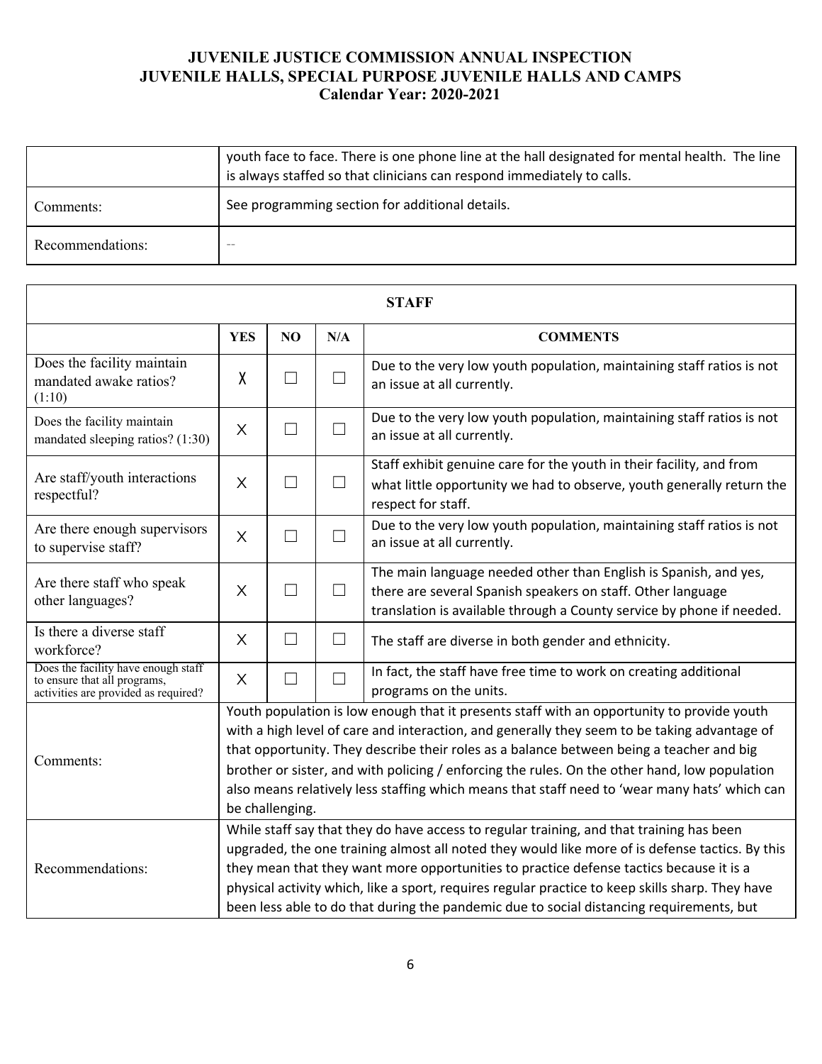| | |
|---|---|
| | youth face to face. There is one phone line at the hall designated for mental health. The line is always staffed so that clinicians can respond immediately to calls. |
| Comments: | See programming section for additional details. |
| Recommendations: | -- |

| STAFF | | | | |
|---|---|---|---|---|
| | **YES** | **NO** | **N/A** | **COMMENTS** |
| Does the facility maintain mandated awake ratios? (1:10) | X | ☐ | ☐ | Due to the very low youth population, maintaining staff ratios is not an issue at all currently. |
| Does the facility maintain mandated sleeping ratios? (1:30) | X | ☐ | ☐ | Due to the very low youth population, maintaining staff ratios is not an issue at all currently. |
| Are staff/youth interactions respectful? | X | ☐ | ☐ | Staff exhibit genuine care for the youth in their facility, and from what little opportunity we had to observe, youth generally return the respect for staff. |
| Are there enough supervisors to supervise staff? | X | ☐ | ☐ | Due to the very low youth population, maintaining staff ratios is not an issue at all currently. |
| Are there staff who speak other languages? | X | ☐ | ☐ | The main language needed other than English is Spanish, and yes, there are several Spanish speakers on staff. Other language translation is available through a County service by phone if needed. |
| Is there a diverse staff workforce? | X | ☐ | ☐ | The staff are diverse in both gender and ethnicity. |
| Does the facility have enough staff to ensure that all programs, activities are provided as required? | X | ☐ | ☐ | In fact, the staff have free time to work on creating additional programs on the units. |
| Comments: | Youth population is low enough that it presents staff with an opportunity to provide youth with a high level of care and interaction, and generally they seem to be taking advantage of that opportunity. They describe their roles as a balance between being a teacher and big brother or sister, and with policing / enforcing the rules. On the other hand, low population also means relatively less staffing which means that staff need to 'wear many hats' which can be challenging. | | | |
| Recommendations: | While staff say that they do have access to regular training, and that training has been upgraded, the one training almost all noted they would like more of is defense tactics. By this they mean that they want more opportunities to practice defense tactics because it is a physical activity which, like a sport, requires regular practice to keep skills sharp. They have been less able to do that during the pandemic due to social distancing requirements, but | | | |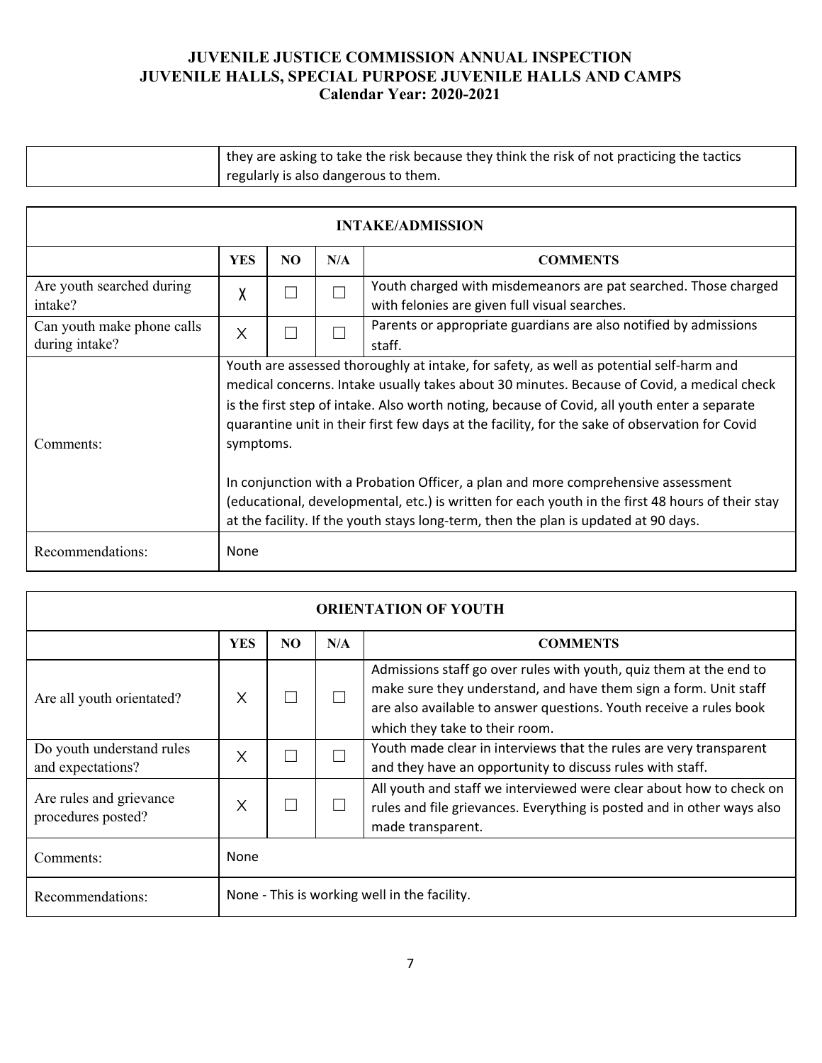| | |
|---|---|
| | they are asking to take the risk because they think the risk of not practicing the tactics regularly is also dangerous to them. |

| INTAKE/ADMISSION | | | | |
|---|---|---|---|---|
| | **YES** | **NO** | **N/A** | **COMMENTS** |
| Are youth searched during intake? | X | ☐ | ☐ | Youth charged with misdemeanors are pat searched. Those charged with felonies are given full visual searches. |
| Can youth make phone calls during intake? | X | ☐ | ☐ | Parents or appropriate guardians are also notified by admissions staff. |
| Comments: | Youth are assessed thoroughly at intake, for safety, as well as potential self-harm and medical concerns. Intake usually takes about 30 minutes. Because of Covid, a medical check is the first step of intake. Also worth noting, because of Covid, all youth enter a separate quarantine unit in their first few days at the facility, for the sake of observation for Covid symptoms.<br><br>In conjunction with a Probation Officer, a plan and more comprehensive assessment (educational, developmental, etc.) is written for each youth in the first 48 hours of their stay at the facility. If the youth stays long-term, then the plan is updated at 90 days. | | | |
| Recommendations: | None | | | |

| ORIENTATION OF YOUTH | | | | |
|---|---|---|---|---|
| | **YES** | **NO** | **N/A** | **COMMENTS** |
| Are all youth orientated? | X | ☐ | ☐ | Admissions staff go over rules with youth, quiz them at the end to make sure they understand, and have them sign a form. Unit staff are also available to answer questions. Youth receive a rules book which they take to their room. |
| Do youth understand rules and expectations? | X | ☐ | ☐ | Youth made clear in interviews that the rules are very transparent and they have an opportunity to discuss rules with staff. |
| Are rules and grievance procedures posted? | X | ☐ | ☐ | All youth and staff we interviewed were clear about how to check on rules and file grievances. Everything is posted and in other ways also made transparent. |
| Comments: | None | | | |
| Recommendations: | None - This is working well in the facility. | | | |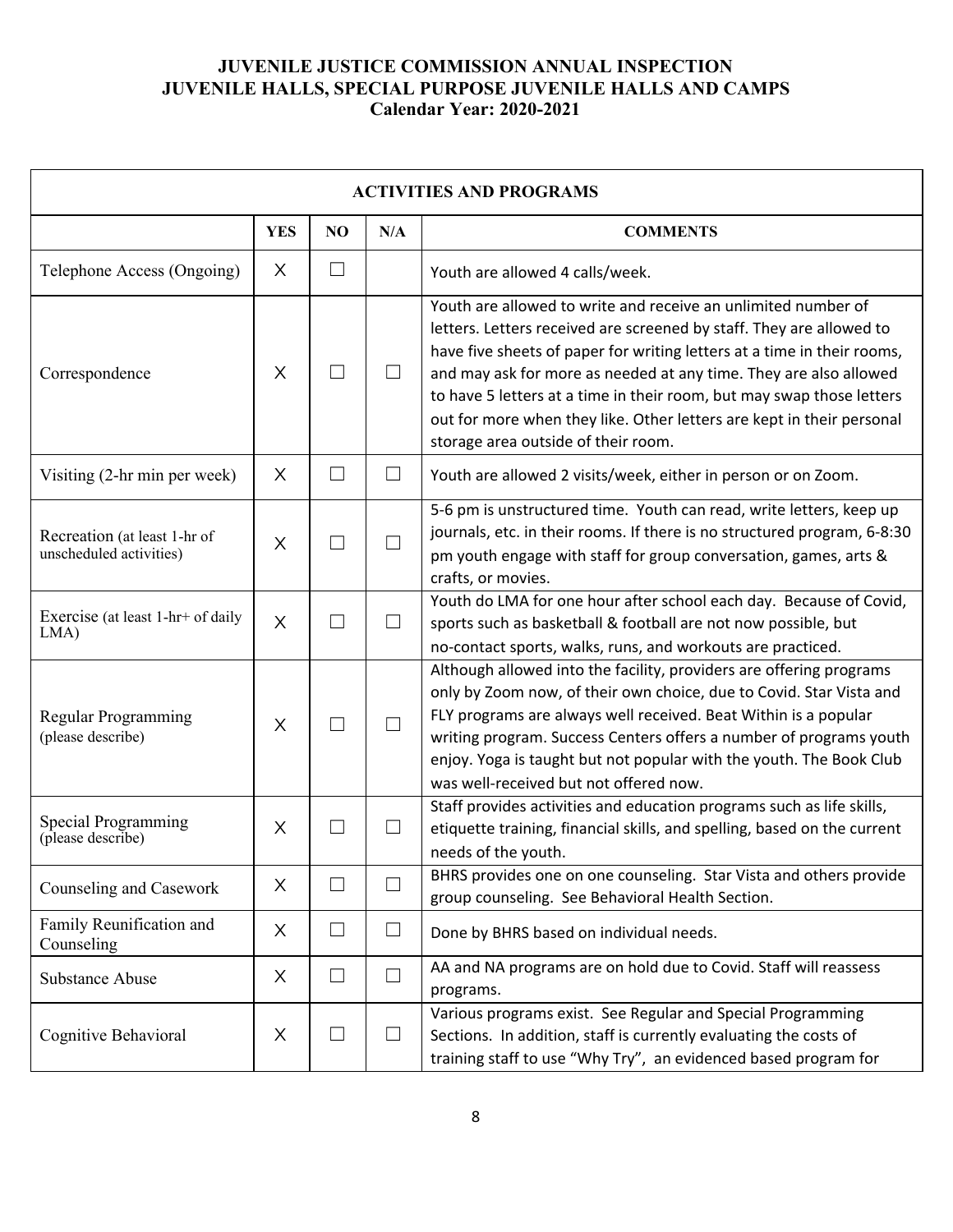# JUVENILE JUSTICE COMMISSION ANNUAL INSPECTION
# JUVENILE HALLS, SPECIAL PURPOSE JUVENILE HALLS AND CAMPS
## Calendar Year: 2020-2021

| ACTIVITIES AND PROGRAMS | | | | |
|---|---|---|---|---|
| | **YES** | **NO** | **N/A** | **COMMENTS** |
| Telephone Access (Ongoing) | X | ☐ | | Youth are allowed 4 calls/week. |
| Correspondence | X | ☐ | ☐ | Youth are allowed to write and receive an unlimited number of letters. Letters received are screened by staff. They are allowed to have five sheets of paper for writing letters at a time in their rooms, and may ask for more as needed at any time. They are also allowed to have 5 letters at a time in their room, but may swap those letters out for more when they like. Other letters are kept in their personal storage area outside of their room. |
| Visiting (2-hr min per week) | X | ☐ | ☐ | Youth are allowed 2 visits/week, either in person or on Zoom. |
| Recreation (at least 1-hr of unscheduled activities) | X | ☐ | ☐ | 5-6 pm is unstructured time. Youth can read, write letters, keep up journals, etc. in their rooms. If there is no structured program, 6-8:30 pm youth engage with staff for group conversation, games, arts & crafts, or movies. |
| Exercise (at least 1-hr+ of daily LMA) | X | ☐ | ☐ | Youth do LMA for one hour after school each day. Because of Covid, sports such as basketball & football are not now possible, but no-contact sports, walks, runs, and workouts are practiced. |
| Regular Programming (please describe) | X | ☐ | ☐ | Although allowed into the facility, providers are offering programs only by Zoom now, of their own choice, due to Covid. Star Vista and FLY programs are always well received. Beat Within is a popular writing program. Success Centers offers a number of programs youth enjoy. Yoga is taught but not popular with the youth. The Book Club was well-received but not offered now. |
| Special Programming (please describe) | X | ☐ | ☐ | Staff provides activities and education programs such as life skills, etiquette training, financial skills, and spelling, based on the current needs of the youth. |
| Counseling and Casework | X | ☐ | ☐ | BHRS provides one on one counseling. Star Vista and others provide group counseling. See Behavioral Health Section. |
| Family Reunification and Counseling | X | ☐ | ☐ | Done by BHRS based on individual needs. |
| Substance Abuse | X | ☐ | ☐ | AA and NA programs are on hold due to Covid. Staff will reassess programs. |
| Cognitive Behavioral | X | ☐ | ☐ | Various programs exist. See Regular and Special Programming Sections. In addition, staff is currently evaluating the costs of training staff to use "Why Try", an evidenced based program for |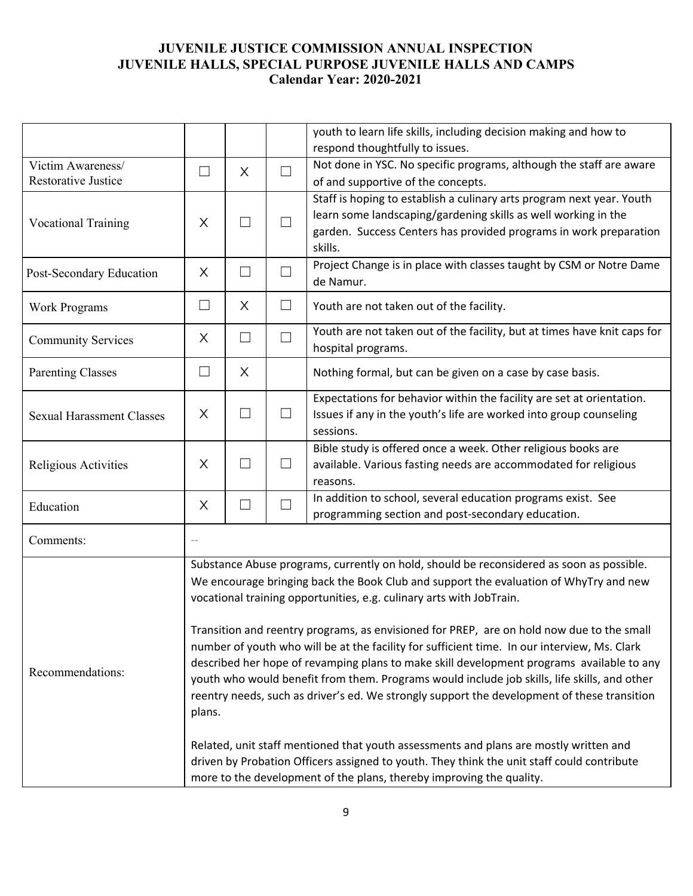| | | | | |
|---|---|---|---|---|
| | | | | youth to learn life skills, including decision making and how to respond thoughtfully to issues. |
| Victim Awareness/ Restorative Justice | ☐ | X | ☐ | Not done in YSC. No specific programs, although the staff are aware of and supportive of the concepts. |
| Vocational Training | X | ☐ | ☐ | Staff is hoping to establish a culinary arts program next year. Youth learn some landscaping/gardening skills as well working in the garden. Success Centers has provided programs in work preparation skills. |
| Post-Secondary Education | X | ☐ | ☐ | Project Change is in place with classes taught by CSM or Notre Dame de Namur. |
| Work Programs | ☐ | X | ☐ | Youth are not taken out of the facility. |
| Community Services | X | ☐ | ☐ | Youth are not taken out of the facility, but at times have knit caps for hospital programs. |
| Parenting Classes | ☐ | X | | Nothing formal, but can be given on a case by case basis. |
| Sexual Harassment Classes | X | ☐ | ☐ | Expectations for behavior within the facility are set at orientation. Issues if any in the youth's life are worked into group counseling sessions. |
| Religious Activities | X | ☐ | ☐ | Bible study is offered once a week. Other religious books are available. Various fasting needs are accommodated for religious reasons. |
| Education | X | ☐ | ☐ | In addition to school, several education programs exist. See programming section and post-secondary education. |
| Comments: | -- | | | |
| Recommendations: | Substance Abuse programs, currently on hold, should be reconsidered as soon as possible. We encourage bringing back the Book Club and support the evaluation of WhyTry and new vocational training opportunities, e.g. culinary arts with JobTrain.<br><br>Transition and reentry programs, as envisioned for PREP, are on hold now due to the small number of youth who will be at the facility for sufficient time. In our interview, Ms. Clark described her hope of revamping plans to make skill development programs available to any youth who would benefit from them. Programs would include job skills, life skills, and other reentry needs, such as driver's ed. We strongly support the development of these transition plans.<br><br>Related, unit staff mentioned that youth assessments and plans are mostly written and driven by Probation Officers assigned to youth. They think the unit staff could contribute more to the development of the plans, thereby improving the quality. | | | |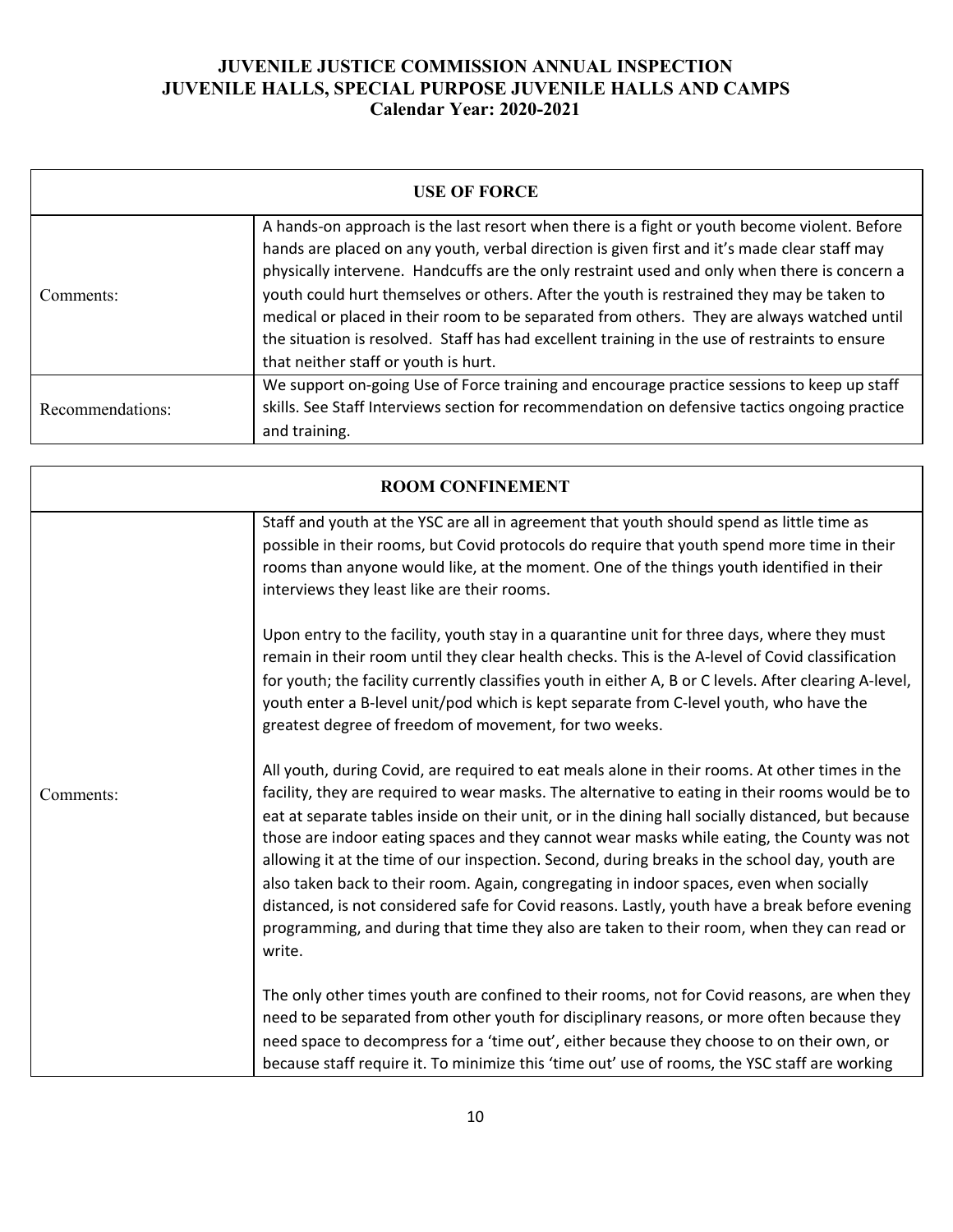# JUVENILE JUSTICE COMMISSION ANNUAL INSPECTION
# JUVENILE HALLS, SPECIAL PURPOSE JUVENILE HALLS AND CAMPS
## Calendar Year: 2020-2021

| USE OF FORCE | |
|---|---|
| Comments: | A hands-on approach is the last resort when there is a fight or youth become violent. Before hands are placed on any youth, verbal direction is given first and it's made clear staff may physically intervene. Handcuffs are the only restraint used and only when there is concern a youth could hurt themselves or others. After the youth is restrained they may be taken to medical or placed in their room to be separated from others. They are always watched until the situation is resolved. Staff has had excellent training in the use of restraints to ensure that neither staff or youth is hurt. |
| Recommendations: | We support on-going Use of Force training and encourage practice sessions to keep up staff skills. See Staff Interviews section for recommendation on defensive tactics ongoing practice and training. |

| ROOM CONFINEMENT | |
|---|---|
| Comments: | Staff and youth at the YSC are all in agreement that youth should spend as little time as possible in their rooms, but Covid protocols do require that youth spend more time in their rooms than anyone would like, at the moment. One of the things youth identified in their interviews they least like are their rooms.<br><br>Upon entry to the facility, youth stay in a quarantine unit for three days, where they must remain in their room until they clear health checks. This is the A-level of Covid classification for youth; the facility currently classifies youth in either A, B or C levels. After clearing A-level, youth enter a B-level unit/pod which is kept separate from C-level youth, who have the greatest degree of freedom of movement, for two weeks.<br><br>All youth, during Covid, are required to eat meals alone in their rooms. At other times in the facility, they are required to wear masks. The alternative to eating in their rooms would be to eat at separate tables inside on their unit, or in the dining hall socially distanced, but because those are indoor eating spaces and they cannot wear masks while eating, the County was not allowing it at the time of our inspection. Second, during breaks in the school day, youth are also taken back to their room. Again, congregating in indoor spaces, even when socially distanced, is not considered safe for Covid reasons. Lastly, youth have a break before evening programming, and during that time they also are taken to their room, when they can read or write.<br><br>The only other times youth are confined to their rooms, not for Covid reasons, are when they need to be separated from other youth for disciplinary reasons, or more often because they need space to decompress for a 'time out', either because they choose to on their own, or because staff require it. To minimize this 'time out' use of rooms, the YSC staff are working |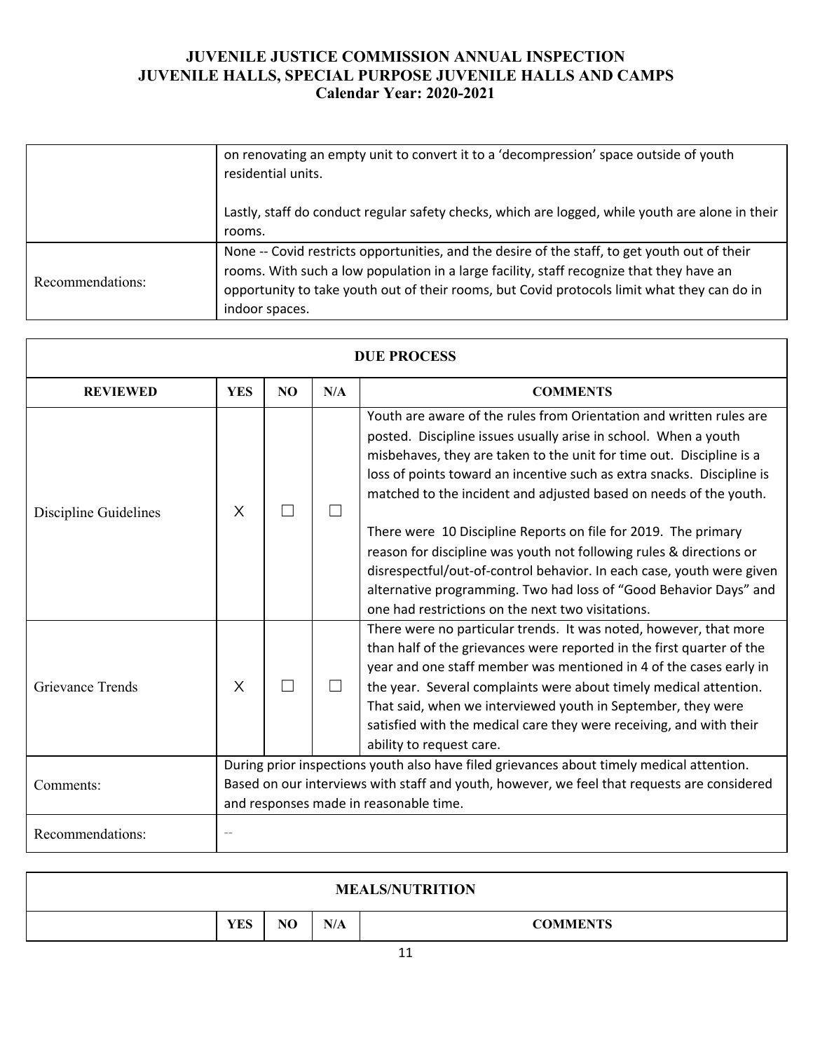| | |
|---|---|
| | on renovating an empty unit to convert it to a 'decompression' space outside of youth residential units.<br><br>Lastly, staff do conduct regular safety checks, which are logged, while youth are alone in their rooms. |
| Recommendations: | None -- Covid restricts opportunities, and the desire of the staff, to get youth out of their rooms. With such a low population in a large facility, staff recognize that they have an opportunity to take youth out of their rooms, but Covid protocols limit what they can do in indoor spaces. |

| DUE PROCESS | | | | |
|---|---|---|---|---|
| **REVIEWED** | **YES** | **NO** | **N/A** | **COMMENTS** |
| Discipline Guidelines | X | ☐ | ☐ | Youth are aware of the rules from Orientation and written rules are posted. Discipline issues usually arise in school. When a youth misbehaves, they are taken to the unit for time out. Discipline is a loss of points toward an incentive such as extra snacks. Discipline is matched to the incident and adjusted based on needs of the youth.<br><br>There were 10 Discipline Reports on file for 2019. The primary reason for discipline was youth not following rules & directions or disrespectful/out-of-control behavior. In each case, youth were given alternative programming. Two had loss of "Good Behavior Days" and one had restrictions on the next two visitations. |
| Grievance Trends | X | ☐ | ☐ | There were no particular trends. It was noted, however, that more than half of the grievances were reported in the first quarter of the year and one staff member was mentioned in 4 of the cases early in the year. Several complaints were about timely medical attention. That said, when we interviewed youth in September, they were satisfied with the medical care they were receiving, and with their ability to request care. |
| Comments: | During prior inspections youth also have filed grievances about timely medical attention. Based on our interviews with staff and youth, however, we feel that requests are considered and responses made in reasonable time. | | | |
| Recommendations: | -- | | | |

| MEALS/NUTRITION | | | | |
|---|---|---|---|---|
| | **YES** | **NO** | **N/A** | **COMMENTS** |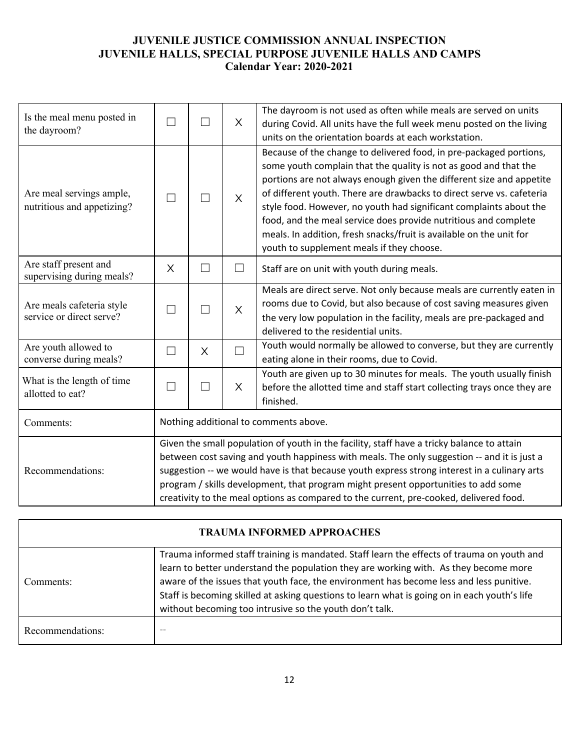# JUVENILE JUSTICE COMMISSION ANNUAL INSPECTION
# JUVENILE HALLS, SPECIAL PURPOSE JUVENILE HALLS AND CAMPS
# Calendar Year: 2020-2021

| | | | | |
|---|---|---|---|---|
| Is the meal menu posted in the dayroom? | ☐ | ☐ | X | The dayroom is not used as often while meals are served on units during Covid. All units have the full week menu posted on the living units on the orientation boards at each workstation. |
| Are meal servings ample, nutritious and appetizing? | ☐ | ☐ | X | Because of the change to delivered food, in pre-packaged portions, some youth complain that the quality is not as good and that the portions are not always enough given the different size and appetite of different youth. There are drawbacks to direct serve vs. cafeteria style food. However, no youth had significant complaints about the food, and the meal service does provide nutritious and complete meals. In addition, fresh snacks/fruit is available on the unit for youth to supplement meals if they choose. |
| Are staff present and supervising during meals? | X | ☐ | ☐ | Staff are on unit with youth during meals. |
| Are meals cafeteria style service or direct serve? | ☐ | ☐ | X | Meals are direct serve. Not only because meals are currently eaten in rooms due to Covid, but also because of cost saving measures given the very low population in the facility, meals are pre-packaged and delivered to the residential units. |
| Are youth allowed to converse during meals? | ☐ | X | ☐ | Youth would normally be allowed to converse, but they are currently eating alone in their rooms, due to Covid. |
| What is the length of time allotted to eat? | ☐ | ☐ | X | Youth are given up to 30 minutes for meals. The youth usually finish before the allotted time and staff start collecting trays once they are finished. |
| Comments: | Nothing additional to comments above. | | | |
| Recommendations: | Given the small population of youth in the facility, staff have a tricky balance to attain between cost saving and youth happiness with meals. The only suggestion -- and it is just a suggestion -- we would have is that because youth express strong interest in a culinary arts program / skills development, that program might present opportunities to add some creativity to the meal options as compared to the current, pre-cooked, delivered food. | | | |

| TRAUMA INFORMED APPROACHES | |
|---|---|
| Comments: | Trauma informed staff training is mandated. Staff learn the effects of trauma on youth and learn to better understand the population they are working with. As they become more aware of the issues that youth face, the environment has become less and less punitive. Staff is becoming skilled at asking questions to learn what is going on in each youth's life without becoming too intrusive so the youth don't talk. |
| Recommendations: | -- |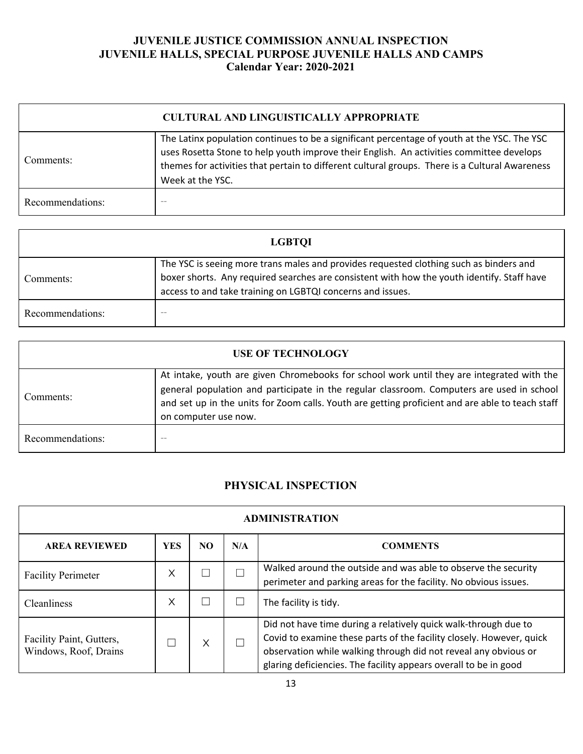# JUVENILE JUSTICE COMMISSION ANNUAL INSPECTION
# JUVENILE HALLS, SPECIAL PURPOSE JUVENILE HALLS AND CAMPS
## Calendar Year: 2020-2021

| CULTURAL AND LINGUISTICALLY APPROPRIATE | |
|---|---|
| Comments: | The Latinx population continues to be a significant percentage of youth at the YSC. The YSC uses Rosetta Stone to help youth improve their English. An activities committee develops themes for activities that pertain to different cultural groups. There is a Cultural Awareness Week at the YSC. |
| Recommendations: | -- |

| LGBTQI | |
|---|---|
| Comments: | The YSC is seeing more trans males and provides requested clothing such as binders and boxer shorts. Any required searches are consistent with how the youth identify. Staff have access to and take training on LGBTQI concerns and issues. |
| Recommendations: | -- |

| USE OF TECHNOLOGY | |
|---|---|
| Comments: | At intake, youth are given Chromebooks for school work until they are integrated with the general population and participate in the regular classroom. Computers are used in school and set up in the units for Zoom calls. Youth are getting proficient and are able to teach staff on computer use now. |
| Recommendations: | -- |

## PHYSICAL INSPECTION

| ADMINISTRATION | | | | |
|---|---|---|---|---|
| **AREA REVIEWED** | **YES** | **NO** | **N/A** | **COMMENTS** |
| Facility Perimeter | X | ☐ | ☐ | Walked around the outside and was able to observe the security perimeter and parking areas for the facility. No obvious issues. |
| Cleanliness | X | ☐ | ☐ | The facility is tidy. |
| Facility Paint, Gutters, Windows, Roof, Drains | ☐ | X | ☐ | Did not have time during a relatively quick walk-through due to Covid to examine these parts of the facility closely. However, quick observation while walking through did not reveal any obvious or glaring deficiencies. The facility appears overall to be in good |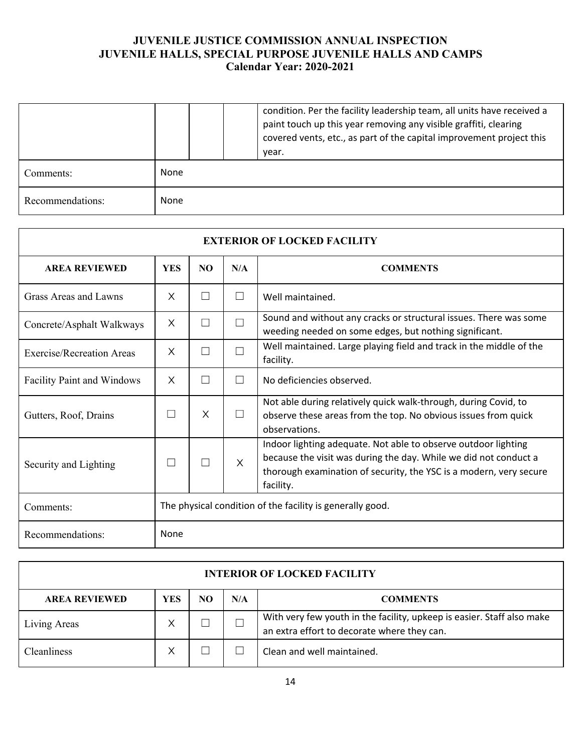| | | | | |
|---|---|---|---|---|
| | | | | condition. Per the facility leadership team, all units have received a paint touch up this year removing any visible graffiti, clearing covered vents, etc., as part of the capital improvement project this year. |
| Comments: | None | | | |
| Recommendations: | None | | | |

| EXTERIOR OF LOCKED FACILITY | | | | |
|---|---|---|---|---|
| **AREA REVIEWED** | **YES** | **NO** | **N/A** | **COMMENTS** |
| Grass Areas and Lawns | X | ☐ | ☐ | Well maintained. |
| Concrete/Asphalt Walkways | X | ☐ | ☐ | Sound and without any cracks or structural issues. There was some weeding needed on some edges, but nothing significant. |
| Exercise/Recreation Areas | X | ☐ | ☐ | Well maintained. Large playing field and track in the middle of the facility. |
| Facility Paint and Windows | X | ☐ | ☐ | No deficiencies observed. |
| Gutters, Roof, Drains | ☐ | X | ☐ | Not able during relatively quick walk-through, during Covid, to observe these areas from the top. No obvious issues from quick observations. |
| Security and Lighting | ☐ | ☐ | X | Indoor lighting adequate. Not able to observe outdoor lighting because the visit was during the day. While we did not conduct a thorough examination of security, the YSC is a modern, very secure facility. |
| Comments: | The physical condition of the facility is generally good. | | | |
| Recommendations: | None | | | |

| INTERIOR OF LOCKED FACILITY | | | | |
|---|---|---|---|---|
| **AREA REVIEWED** | **YES** | **NO** | **N/A** | **COMMENTS** |
| Living Areas | X | ☐ | ☐ | With very few youth in the facility, upkeep is easier. Staff also make an extra effort to decorate where they can. |
| Cleanliness | X | ☐ | ☐ | Clean and well maintained. |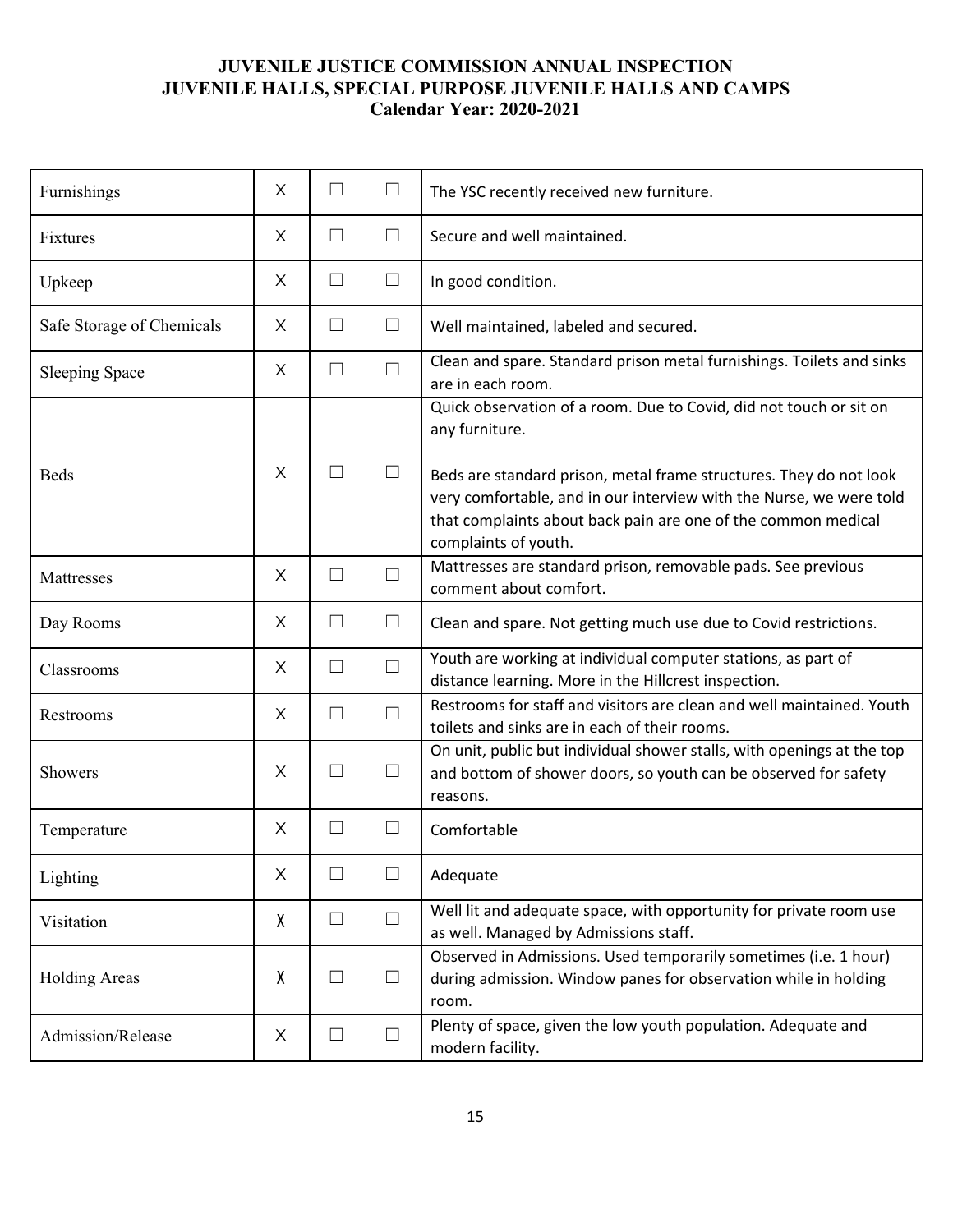**JUVENILE JUSTICE COMMISSION ANNUAL INSPECTION**
**JUVENILE HALLS, SPECIAL PURPOSE JUVENILE HALLS AND CAMPS**
**Calendar Year: 2020-2021**

| | | | | |
|---|---|---|---|---|
| Furnishings | X | ☐ | ☐ | The YSC recently received new furniture. |
| Fixtures | X | ☐ | ☐ | Secure and well maintained. |
| Upkeep | X | ☐ | ☐ | In good condition. |
| Safe Storage of Chemicals | X | ☐ | ☐ | Well maintained, labeled and secured. |
| Sleeping Space | X | ☐ | ☐ | Clean and spare. Standard prison metal furnishings. Toilets and sinks are in each room. |
| Beds | X | ☐ | ☐ | Quick observation of a room. Due to Covid, did not touch or sit on any furniture.<br><br>Beds are standard prison, metal frame structures. They do not look very comfortable, and in our interview with the Nurse, we were told that complaints about back pain are one of the common medical complaints of youth. |
| Mattresses | X | ☐ | ☐ | Mattresses are standard prison, removable pads. See previous comment about comfort. |
| Day Rooms | X | ☐ | ☐ | Clean and spare. Not getting much use due to Covid restrictions. |
| Classrooms | X | ☐ | ☐ | Youth are working at individual computer stations, as part of distance learning. More in the Hillcrest inspection. |
| Restrooms | X | ☐ | ☐ | Restrooms for staff and visitors are clean and well maintained. Youth toilets and sinks are in each of their rooms. |
| Showers | X | ☐ | ☐ | On unit, public but individual shower stalls, with openings at the top and bottom of shower doors, so youth can be observed for safety reasons. |
| Temperature | X | ☐ | ☐ | Comfortable |
| Lighting | X | ☐ | ☐ | Adequate |
| Visitation | X | ☐ | ☐ | Well lit and adequate space, with opportunity for private room use as well. Managed by Admissions staff. |
| Holding Areas | X | ☐ | ☐ | Observed in Admissions. Used temporarily sometimes (i.e. 1 hour) during admission. Window panes for observation while in holding room. |
| Admission/Release | X | ☐ | ☐ | Plenty of space, given the low youth population. Adequate and modern facility. |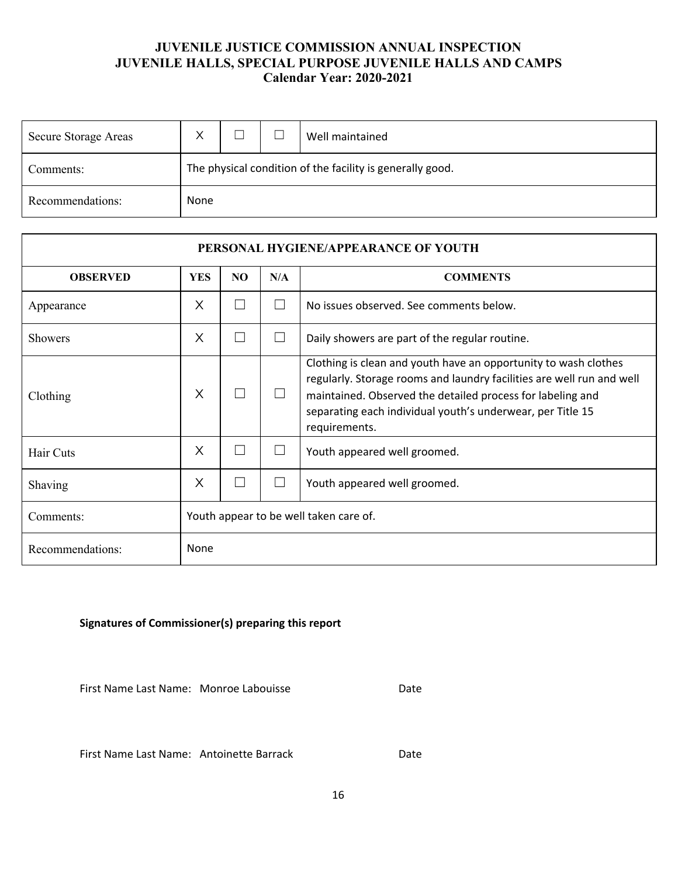**JUVENILE JUSTICE COMMISSION ANNUAL INSPECTION**
**JUVENILE HALLS, SPECIAL PURPOSE JUVENILE HALLS AND CAMPS**
**Calendar Year: 2020-2021**

| | | | | |
|---|---|---|---|---|
| Secure Storage Areas | X | ☐ | ☐ | Well maintained |
| Comments: | The physical condition of the facility is generally good. | | | |
| Recommendations: | None | | | |

| **PERSONAL HYGIENE/APPEARANCE OF YOUTH** | | | | |
|---|---|---|---|---|
| **OBSERVED** | **YES** | **NO** | **N/A** | **COMMENTS** |
| Appearance | X | ☐ | ☐ | No issues observed. See comments below. |
| Showers | X | ☐ | ☐ | Daily showers are part of the regular routine. |
| Clothing | X | ☐ | ☐ | Clothing is clean and youth have an opportunity to wash clothes regularly. Storage rooms and laundry facilities are well run and well maintained. Observed the detailed process for labeling and separating each individual youth's underwear, per Title 15 requirements. |
| Hair Cuts | X | ☐ | ☐ | Youth appeared well groomed. |
| Shaving | X | ☐ | ☐ | Youth appeared well groomed. |
| Comments: | Youth appear to be well taken care of. | | | |
| Recommendations: | None | | | |

**Signatures of Commissioner(s) preparing this report**

First Name Last Name: Monroe Labouisse Date

First Name Last Name: Antoinette Barrack Date